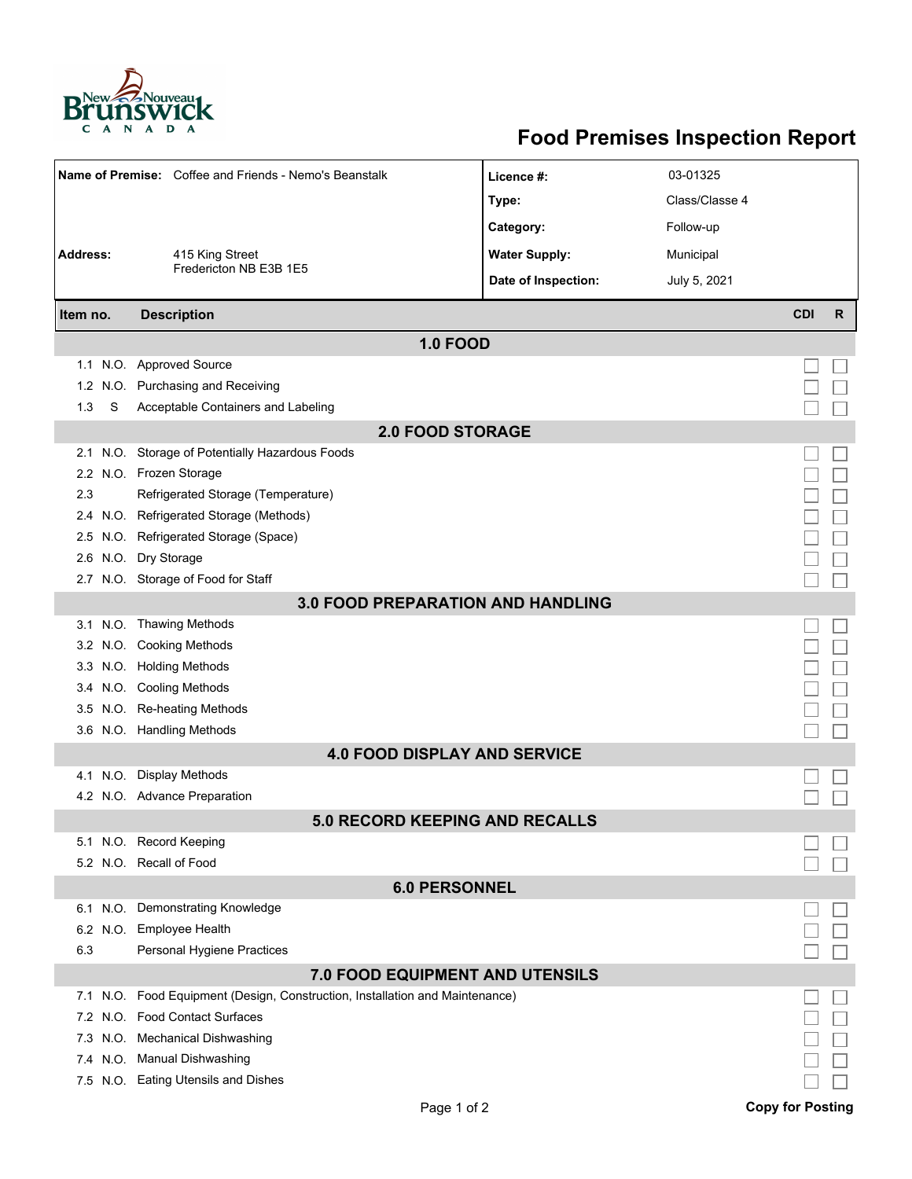# Food Premises Inspection Report

| | | | |
|---|---|---|---|
| **Name of Premise:** | Coffee and Friends - Nemo's Beanstalk | **Licence #:** | 03-01325 |
| | | **Type:** | Class/Classe 4 |
| | | **Category:** | Follow-up |
| **Address:** | 415 King Street<br>Fredericton NB E3B 1E5 | **Water Supply:** | Municipal |
| | | **Date of Inspection:** | July 5, 2021 |

| Item no. | | Description | CDI | R |
|---|---|---|---|---|
| **1.0 FOOD** | | | | |
| 1.1 | N.O. | Approved Source | ☐ | ☐ |
| 1.2 | N.O. | Purchasing and Receiving | ☐ | ☐ |
| 1.3 | S | Acceptable Containers and Labeling | ☐ | ☐ |
| **2.0 FOOD STORAGE** | | | | |
| 2.1 | N.O. | Storage of Potentially Hazardous Foods | ☐ | ☐ |
| 2.2 | N.O. | Frozen Storage | ☐ | ☐ |
| 2.3 | | Refrigerated Storage (Temperature) | ☐ | ☐ |
| 2.4 | N.O. | Refrigerated Storage (Methods) | ☐ | ☐ |
| 2.5 | N.O. | Refrigerated Storage (Space) | ☐ | ☐ |
| 2.6 | N.O. | Dry Storage | ☐ | ☐ |
| 2.7 | N.O. | Storage of Food for Staff | ☐ | ☐ |
| **3.0 FOOD PREPARATION AND HANDLING** | | | | |
| 3.1 | N.O. | Thawing Methods | ☐ | ☐ |
| 3.2 | N.O. | Cooking Methods | ☐ | ☐ |
| 3.3 | N.O. | Holding Methods | ☐ | ☐ |
| 3.4 | N.O. | Cooling Methods | ☐ | ☐ |
| 3.5 | N.O. | Re-heating Methods | ☐ | ☐ |
| 3.6 | N.O. | Handling Methods | ☐ | ☐ |
| **4.0 FOOD DISPLAY AND SERVICE** | | | | |
| 4.1 | N.O. | Display Methods | ☐ | ☐ |
| 4.2 | N.O. | Advance Preparation | ☐ | ☐ |
| **5.0 RECORD KEEPING AND RECALLS** | | | | |
| 5.1 | N.O. | Record Keeping | ☐ | ☐ |
| 5.2 | N.O. | Recall of Food | ☐ | ☐ |
| **6.0 PERSONNEL** | | | | |
| 6.1 | N.O. | Demonstrating Knowledge | ☐ | ☐ |
| 6.2 | N.O. | Employee Health | ☐ | ☐ |
| 6.3 | | Personal Hygiene Practices | ☐ | ☐ |
| **7.0 FOOD EQUIPMENT AND UTENSILS** | | | | |
| 7.1 | N.O. | Food Equipment (Design, Construction, Installation and Maintenance) | ☐ | ☐ |
| 7.2 | N.O. | Food Contact Surfaces | ☐ | ☐ |
| 7.3 | N.O. | Mechanical Dishwashing | ☐ | ☐ |
| 7.4 | N.O. | Manual Dishwashing | ☐ | ☐ |
| 7.5 | N.O. | Eating Utensils and Dishes | ☐ | ☐ |

**Copy for Posting**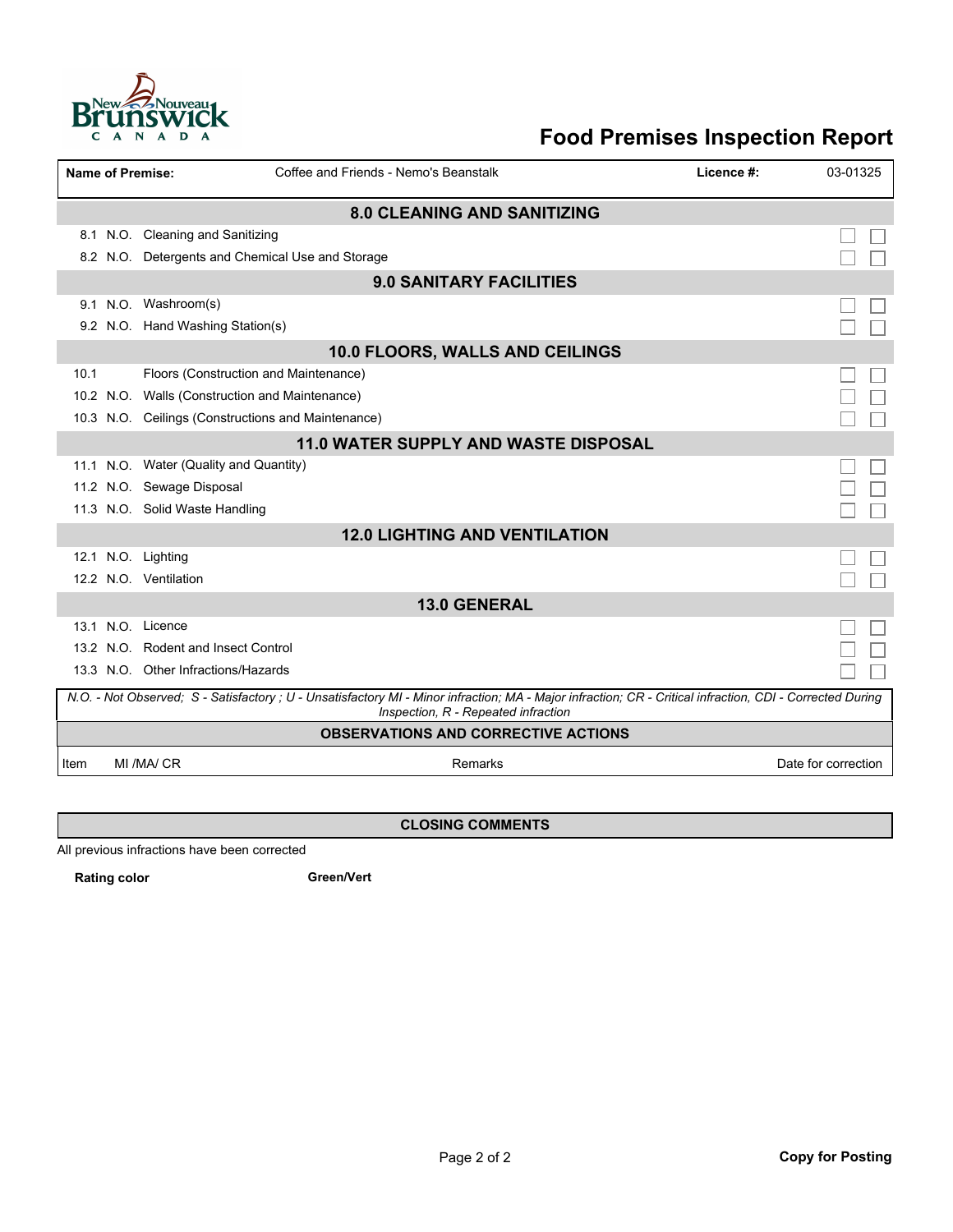New Brunswick / Nouveau Brunswick CANADA

# Food Premises Inspection Report

| Name of Premise: | Coffee and Friends - Nemo's Beanstalk | Licence #: | 03-01325 |
|---|---|---|---|

## 8.0 CLEANING AND SANITIZING

| | | | | |
|---|---|---|---|---|
| 8.1 | N.O. | Cleaning and Sanitizing | ☐ | ☐ |
| 8.2 | N.O. | Detergents and Chemical Use and Storage | ☐ | ☐ |

## 9.0 SANITARY FACILITIES

| | | | | |
|---|---|---|---|---|
| 9.1 | N.O. | Washroom(s) | ☐ | ☐ |
| 9.2 | N.O. | Hand Washing Station(s) | ☐ | ☐ |

## 10.0 FLOORS, WALLS AND CEILINGS

| | | | | |
|---|---|---|---|---|
| 10.1 | | Floors (Construction and Maintenance) | ☐ | ☐ |
| 10.2 | N.O. | Walls (Construction and Maintenance) | ☐ | ☐ |
| 10.3 | N.O. | Ceilings (Constructions and Maintenance) | ☐ | ☐ |

## 11.0 WATER SUPPLY AND WASTE DISPOSAL

| | | | | |
|---|---|---|---|---|
| 11.1 | N.O. | Water (Quality and Quantity) | ☐ | ☐ |
| 11.2 | N.O. | Sewage Disposal | ☐ | ☐ |
| 11.3 | N.O. | Solid Waste Handling | ☐ | ☐ |

## 12.0 LIGHTING AND VENTILATION

| | | | | |
|---|---|---|---|---|
| 12.1 | N.O. | Lighting | ☐ | ☐ |
| 12.2 | N.O. | Ventilation | ☐ | ☐ |

## 13.0 GENERAL

| | | | | |
|---|---|---|---|---|
| 13.1 | N.O. | Licence | ☐ | ☐ |
| 13.2 | N.O. | Rodent and Insect Control | ☐ | ☐ |
| 13.3 | N.O. | Other Infractions/Hazards | ☐ | ☐ |

*N.O. - Not Observed; S - Satisfactory ; U - Unsatisfactory MI - Minor infraction; MA - Major infraction; CR - Critical infraction, CDI - Corrected During Inspection, R - Repeated infraction*

## OBSERVATIONS AND CORRECTIVE ACTIONS

| Item | MI /MA/ CR | Remarks | Date for correction |
|---|---|---|---|

## CLOSING COMMENTS

All previous infractions have been corrected

**Rating color** **Green/Vert**

**Copy for Posting**